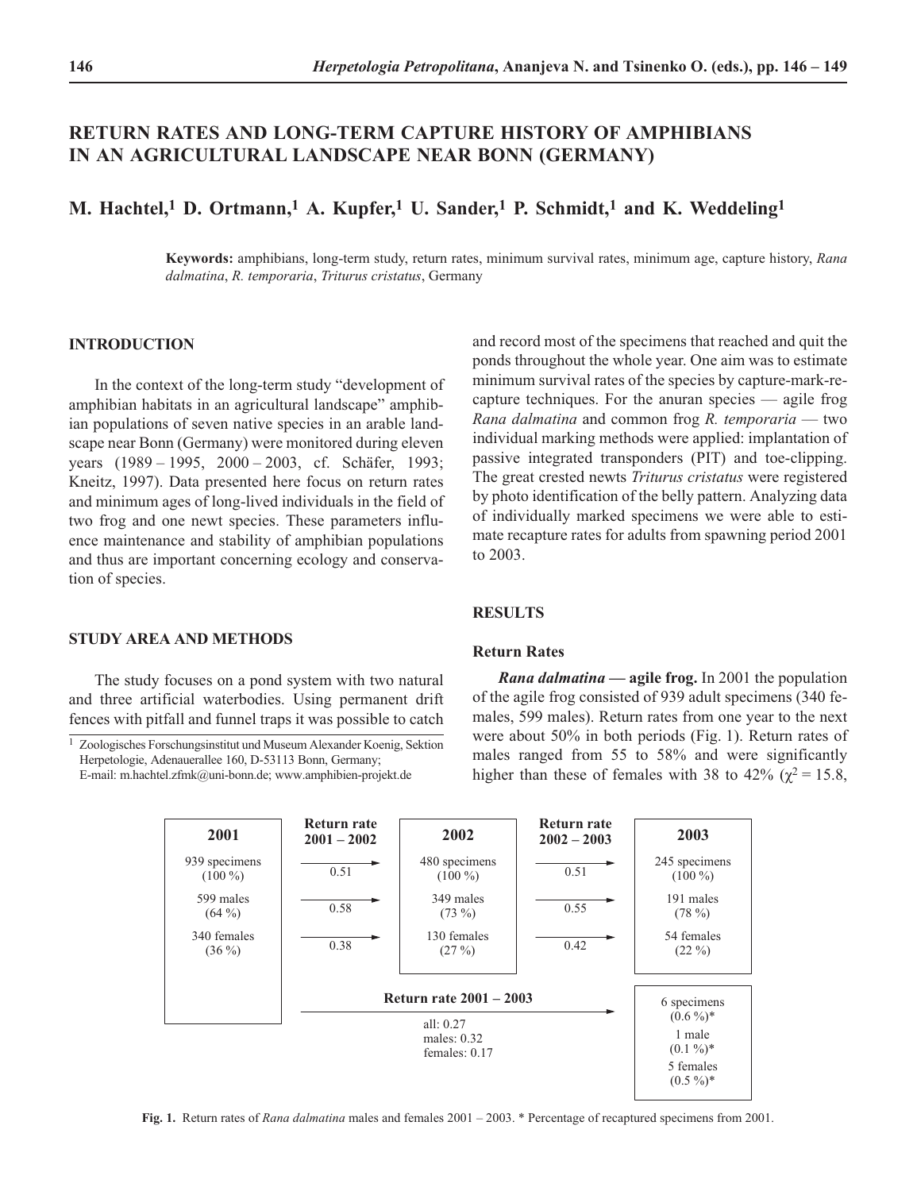// Herpetologia Petropolitana page 146 transcription

# RETURN RATES AND LONG-TERM CAPTURE HISTORY OF AMPHIBIANS IN AN AGRICULTURAL LANDSCAPE NEAR BONN (GERMANY)

**M. Hachtel,[1] D. Ortmann,[1] A. Kupfer,[1] U. Sander,[1] P. Schmidt,[1] and K. Weddeling[1]**

**Keywords:** amphibians, long-term study, return rates, minimum survival rates, minimum age, capture history, *Rana dalmatina*, *R. temporaria*, *Triturus cristatus*, Germany

## INTRODUCTION

In the context of the long-term study "development of amphibian habitats in an agricultural landscape" amphibian populations of seven native species in an arable landscape near Bonn (Germany) were monitored during eleven years (1989 – 1995, 2000 – 2003, cf. Schäfer, 1993; Kneitz, 1997). Data presented here focus on return rates and minimum ages of long-lived individuals in the field of two frog and one newt species. These parameters influence maintenance and stability of amphibian populations and thus are important concerning ecology and conservation of species.

## STUDY AREA AND METHODS

The study focuses on a pond system with two natural and three artificial waterbodies. Using permanent drift fences with pitfall and funnel traps it was possible to catch and record most of the specimens that reached and quit the ponds throughout the whole year. One aim was to estimate minimum survival rates of the species by capture-mark-recapture techniques. For the anuran species — agile frog *Rana dalmatina* and common frog *R. temporaria* — two individual marking methods were applied: implantation of passive integrated transponders (PIT) and toe-clipping. The great crested newts *Triturus cristatus* were registered by photo identification of the belly pattern. Analyzing data of individually marked specimens we were able to estimate recapture rates for adults from spawning period 2001 to 2003.

[1] Zoologisches Forschungsinstitut und Museum Alexander Koenig, Sektion Herpetologie, Adenauerallee 160, D-53113 Bonn, Germany;
E-mail: m.hachtel.zfmk@uni-bonn.de; www.amphibien-projekt.de

## RESULTS

### Return Rates

***Rana dalmatina* — agile frog.** In 2001 the population of the agile frog consisted of 939 adult specimens (340 females, 599 males). Return rates from one year to the next were about 50% in both periods (Fig. 1). Return rates of males ranged from 55 to 58% and were significantly higher than these of females with 38 to 42% ($\chi^2$ = 15.8,

| 2001 | Return rate 2001 – 2002 | 2002 | Return rate 2002 – 2003 | 2003 |
|---|---|---|---|---|
| 939 specimens (100 %) | 0.51 | 480 specimens (100 %) | 0.51 | 245 specimens (100 %) |
| 599 males (64 %) | 0.58 | 349 males (73 %) | 0.55 | 191 males (78 %) |
| 340 females (36 %) | 0.38 | 130 females (27 %) | 0.42 | 54 females (22 %) |

| Return rate 2001 – 2003 | 2003 (recaptured from 2001) |
|---|---|
| all: 0.27 | 6 specimens (0.6 %)* |
| males: 0.32 | 1 male (0.1 %)* |
| females: 0.17 | 5 females (0.5 %)* |

**Fig. 1.** Return rates of *Rana dalmatina* males and females 2001 – 2003. * Percentage of recaptured specimens from 2001.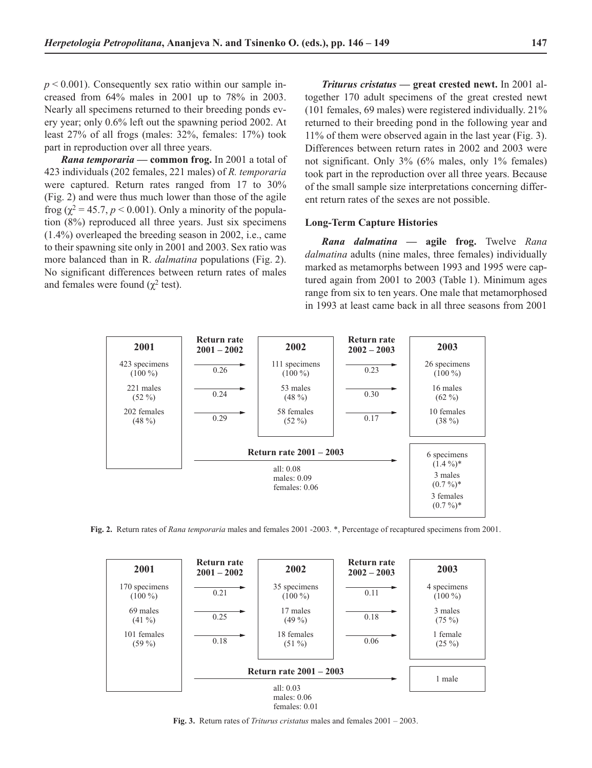$p < 0.001$). Consequently sex ratio within our sample increased from 64% males in 2001 up to 78% in 2003. Nearly all specimens returned to their breeding ponds every year; only 0.6% left out the spawning period 2002. At least 27% of all frogs (males: 32%, females: 17%) took part in reproduction over all three years.

***Rana temporaria* — common frog.** In 2001 a total of 423 individuals (202 females, 221 males) of *R. temporaria* were captured. Return rates ranged from 17 to 30% (Fig. 2) and were thus much lower than those of the agile frog ($\chi^2 = 45.7$, $p < 0.001$). Only a minority of the population (8%) reproduced all three years. Just six specimens (1.4%) overleaped the breeding season in 2002, i.e., came to their spawning site only in 2001 and 2003. Sex ratio was more balanced than in R. *dalmatina* populations (Fig. 2). No significant differences between return rates of males and females were found ($\chi^2$ test).

***Triturus cristatus* — great crested newt.** In 2001 altogether 170 adult specimens of the great crested newt (101 females, 69 males) were registered individually. 21% returned to their breeding pond in the following year and 11% of them were observed again in the last year (Fig. 3). Differences between return rates in 2002 and 2003 were not significant. Only 3% (6% males, only 1% females) took part in the reproduction over all three years. Because of the small sample size interpretations concerning different return rates of the sexes are not possible.

### Long-Term Capture Histories

***Rana dalmatina* — agile frog.** Twelve *Rana dalmatina* adults (nine males, three females) individually marked as metamorphs between 1993 and 1995 were captured again from 2001 to 2003 (Table 1). Minimum ages range from six to ten years. One male that metamorphosed in 1993 at least came back in all three seasons from 2001

| 2001 | Return rate 2001 – 2002 | 2002 | Return rate 2002 – 2003 | 2003 |
|---|---|---|---|---|
| 423 specimens (100 %) | 0.26 | 111 specimens (100 %) | 0.23 | 26 specimens (100 %) |
| 221 males (52 %) | 0.24 | 53 males (48 %) | 0.30 | 16 males (62 %) |
| 202 females (48 %) | 0.29 | 58 females (52 %) | 0.17 | 10 females (38 %) |
| | **Return rate 2001 – 2003** all: 0.08; males: 0.09; females: 0.06 | | | 6 specimens (1.4 %)*; 3 males (0.7 %)*; 3 females (0.7 %)* |

**Fig. 2.** Return rates of *Rana temporaria* males and females 2001 -2003. *, Percentage of recaptured specimens from 2001.

| 2001 | Return rate 2001 – 2002 | 2002 | Return rate 2002 – 2003 | 2003 |
|---|---|---|---|---|
| 170 specimens (100 %) | 0.21 | 35 specimens (100 %) | 0.11 | 4 specimens (100 %) |
| 69 males (41 %) | 0.25 | 17 males (49 %) | 0.18 | 3 males (75 %) |
| 101 females (59 %) | 0.18 | 18 females (51 %) | 0.06 | 1 female (25 %) |
| | **Return rate 2001 – 2003** all: 0.03; males: 0.06; females: 0.01 | | | 1 male |

**Fig. 3.** Return rates of *Triturus cristatus* males and females 2001 – 2003.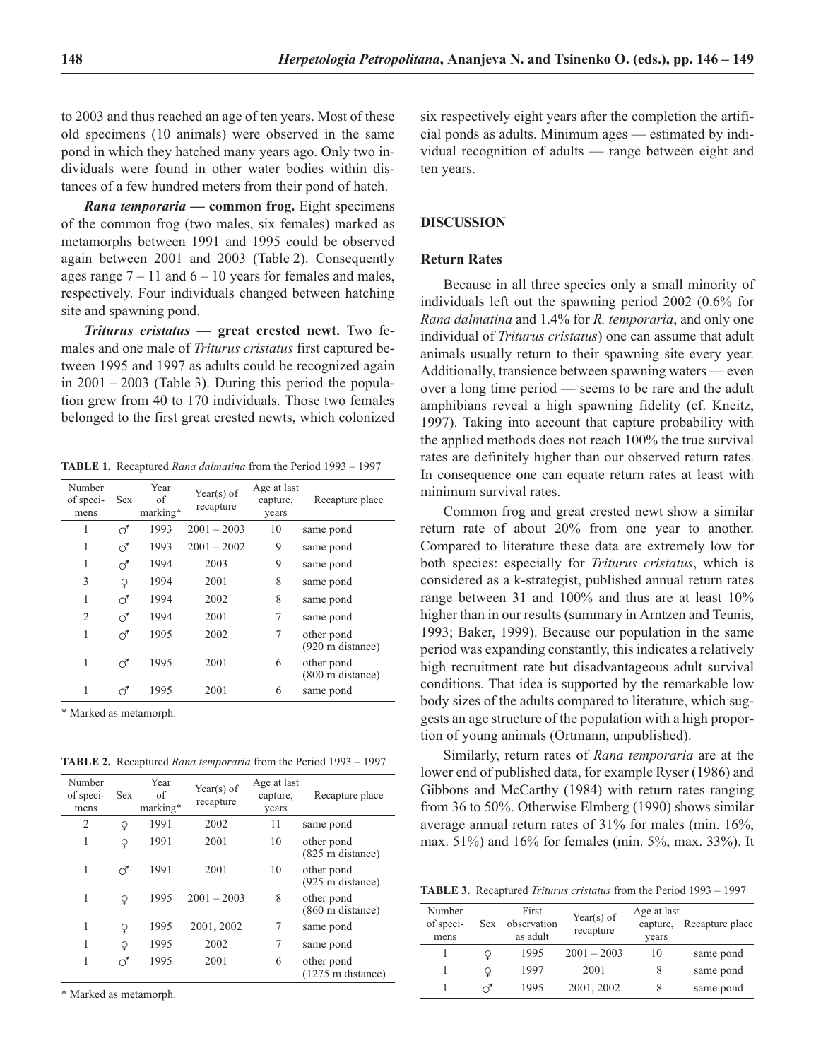to 2003 and thus reached an age of ten years. Most of these old specimens (10 animals) were observed in the same pond in which they hatched many years ago. Only two individuals were found in other water bodies within distances of a few hundred meters from their pond of hatch.

***Rana temporaria* — common frog.** Eight specimens of the common frog (two males, six females) marked as metamorphs between 1991 and 1995 could be observed again between 2001 and 2003 (Table 2). Consequently ages range 7 – 11 and 6 – 10 years for females and males, respectively. Four individuals changed between hatching site and spawning pond.

***Triturus cristatus* — great crested newt.** Two females and one male of *Triturus cristatus* first captured between 1995 and 1997 as adults could be recognized again in 2001 – 2003 (Table 3). During this period the population grew from 40 to 170 individuals. Those two females belonged to the first great crested newts, which colonized six respectively eight years after the completion the artificial ponds as adults. Minimum ages — estimated by individual recognition of adults — range between eight and ten years.

**TABLE 1.** Recaptured *Rana dalmatina* from the Period 1993 – 1997

| Number of specimens | Sex | Year of marking* | Year(s) of recapture | Age at last capture, years | Recapture place |
|---|---|---|---|---|---|
| 1 | ♂ | 1993 | 2001 – 2003 | 10 | same pond |
| 1 | ♂ | 1993 | 2001 – 2002 | 9 | same pond |
| 1 | ♂ | 1994 | 2003 | 9 | same pond |
| 3 | ♀ | 1994 | 2001 | 8 | same pond |
| 1 | ♂ | 1994 | 2002 | 8 | same pond |
| 2 | ♂ | 1994 | 2001 | 7 | same pond |
| 1 | ♂ | 1995 | 2002 | 7 | other pond (920 m distance) |
| 1 | ♂ | 1995 | 2001 | 6 | other pond (800 m distance) |
| 1 | ♂ | 1995 | 2001 | 6 | same pond |

\* Marked as metamorph.

**TABLE 2.** Recaptured *Rana temporaria* from the Period 1993 – 1997

| Number of specimens | Sex | Year of marking* | Year(s) of recapture | Age at last capture, years | Recapture place |
|---|---|---|---|---|---|
| 2 | ♀ | 1991 | 2002 | 11 | same pond |
| 1 | ♀ | 1991 | 2001 | 10 | other pond (825 m distance) |
| 1 | ♂ | 1991 | 2001 | 10 | other pond (925 m distance) |
| 1 | ♀ | 1995 | 2001 – 2003 | 8 | other pond (860 m distance) |
| 1 | ♀ | 1995 | 2001, 2002 | 7 | same pond |
| 1 | ♀ | 1995 | 2002 | 7 | same pond |
| 1 | ♂ | 1995 | 2001 | 6 | other pond (1275 m distance) |

\* Marked as metamorph.

## DISCUSSION

### Return Rates

Because in all three species only a small minority of individuals left out the spawning period 2002 (0.6% for *Rana dalmatina* and 1.4% for *R. temporaria*, and only one individual of *Triturus cristatus*) one can assume that adult animals usually return to their spawning site every year. Additionally, transience between spawning waters — even over a long time period — seems to be rare and the adult amphibians reveal a high spawning fidelity (cf. Kneitz, 1997). Taking into account that capture probability with the applied methods does not reach 100% the true survival rates are definitely higher than our observed return rates. In consequence one can equate return rates at least with minimum survival rates.

Common frog and great crested newt show a similar return rate of about 20% from one year to another. Compared to literature these data are extremely low for both species: especially for *Triturus cristatus*, which is considered as a k-strategist, published annual return rates range between 31 and 100% and thus are at least 10% higher than in our results (summary in Arntzen and Teunis, 1993; Baker, 1999). Because our population in the same period was expanding constantly, this indicates a relatively high recruitment rate but disadvantageous adult survival conditions. That idea is supported by the remarkable low body sizes of the adults compared to literature, which suggests an age structure of the population with a high proportion of young animals (Ortmann, unpublished).

Similarly, return rates of *Rana temporaria* are at the lower end of published data, for example Ryser (1986) and Gibbons and McCarthy (1984) with return rates ranging from 36 to 50%. Otherwise Elmberg (1990) shows similar average annual return rates of 31% for males (min. 16%, max. 51%) and 16% for females (min. 5%, max. 33%). It

**TABLE 3.** Recaptured *Triturus cristatus* from the Period 1993 – 1997

| Number of specimens | Sex | First observation as adult | Year(s) of recapture | Age at last capture, years | Recapture place |
|---|---|---|---|---|---|
| 1 | ♀ | 1995 | 2001 – 2003 | 10 | same pond |
| 1 | ♀ | 1997 | 2001 | 8 | same pond |
| 1 | ♂ | 1995 | 2001, 2002 | 8 | same pond |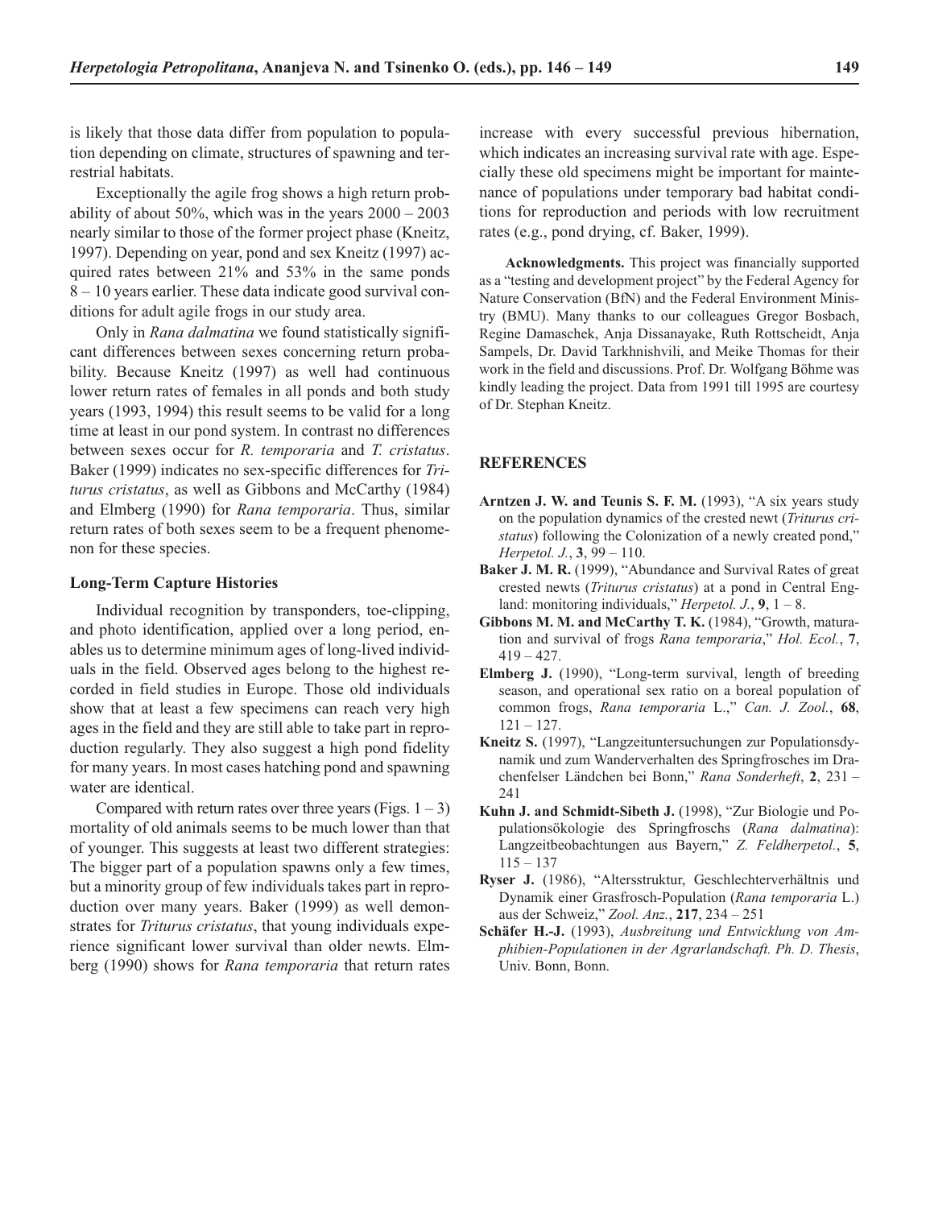is likely that those data differ from population to population depending on climate, structures of spawning and terrestrial habitats.

Exceptionally the agile frog shows a high return probability of about 50%, which was in the years 2000 – 2003 nearly similar to those of the former project phase (Kneitz, 1997). Depending on year, pond and sex Kneitz (1997) acquired rates between 21% and 53% in the same ponds 8 – 10 years earlier. These data indicate good survival conditions for adult agile frogs in our study area.

Only in *Rana dalmatina* we found statistically significant differences between sexes concerning return probability. Because Kneitz (1997) as well had continuous lower return rates of females in all ponds and both study years (1993, 1994) this result seems to be valid for a long time at least in our pond system. In contrast no differences between sexes occur for *R. temporaria* and *T. cristatus*. Baker (1999) indicates no sex-specific differences for *Triturus cristatus*, as well as Gibbons and McCarthy (1984) and Elmberg (1990) for *Rana temporaria*. Thus, similar return rates of both sexes seem to be a frequent phenomenon for these species.

### Long-Term Capture Histories

Individual recognition by transponders, toe-clipping, and photo identification, applied over a long period, enables us to determine minimum ages of long-lived individuals in the field. Observed ages belong to the highest recorded in field studies in Europe. Those old individuals show that at least a few specimens can reach very high ages in the field and they are still able to take part in reproduction regularly. They also suggest a high pond fidelity for many years. In most cases hatching pond and spawning water are identical.

Compared with return rates over three years (Figs. 1 – 3) mortality of old animals seems to be much lower than that of younger. This suggests at least two different strategies: The bigger part of a population spawns only a few times, but a minority group of few individuals takes part in reproduction over many years. Baker (1999) as well demonstrates for *Triturus cristatus*, that young individuals experience significant lower survival than older newts. Elmberg (1990) shows for *Rana temporaria* that return rates increase with every successful previous hibernation, which indicates an increasing survival rate with age. Especially these old specimens might be important for maintenance of populations under temporary bad habitat conditions for reproduction and periods with low recruitment rates (e.g., pond drying, cf. Baker, 1999).

**Acknowledgments.** This project was financially supported as a "testing and development project" by the Federal Agency for Nature Conservation (BfN) and the Federal Environment Ministry (BMU). Many thanks to our colleagues Gregor Bosbach, Regine Damaschek, Anja Dissanayake, Ruth Rottscheidt, Anja Sampels, Dr. David Tarkhnishvili, and Meike Thomas for their work in the field and discussions. Prof. Dr. Wolfgang Böhme was kindly leading the project. Data from 1991 till 1995 are courtesy of Dr. Stephan Kneitz.

## REFERENCES

**Arntzen J. W. and Teunis S. F. M.** (1993), "A six years study on the population dynamics of the crested newt (*Triturus cristatus*) following the Colonization of a newly created pond," *Herpetol. J.*, **3**, 99 – 110.

**Baker J. M. R.** (1999), "Abundance and Survival Rates of great crested newts (*Triturus cristatus*) at a pond in Central England: monitoring individuals," *Herpetol. J.*, **9**, 1 – 8.

**Gibbons M. M. and McCarthy T. K.** (1984), "Growth, maturation and survival of frogs *Rana temporaria*," *Hol. Ecol.*, **7**, 419 – 427.

**Elmberg J.** (1990), "Long-term survival, length of breeding season, and operational sex ratio on a boreal population of common frogs, *Rana temporaria* L.," *Can. J. Zool.*, **68**, 121 – 127.

**Kneitz S.** (1997), "Langzeituntersuchungen zur Populationsdynamik und zum Wanderverhalten des Springfrosches im Drachenfelser Ländchen bei Bonn," *Rana Sonderheft*, **2**, 231 – 241

**Kuhn J. and Schmidt-Sibeth J.** (1998), "Zur Biologie und Populationsökologie des Springfroschs (*Rana dalmatina*): Langzeitbeobachtungen aus Bayern," *Z. Feldherpetol.*, **5**, 115 – 137

**Ryser J.** (1986), "Altersstruktur, Geschlechterverhältnis und Dynamik einer Grasfrosch-Population (*Rana temporaria* L.) aus der Schweiz," *Zool. Anz.*, **217**, 234 – 251

**Schäfer H.-J.** (1993), *Ausbreitung und Entwicklung von Amphibien-Populationen in der Agrarlandschaft. Ph. D. Thesis*, Univ. Bonn, Bonn.